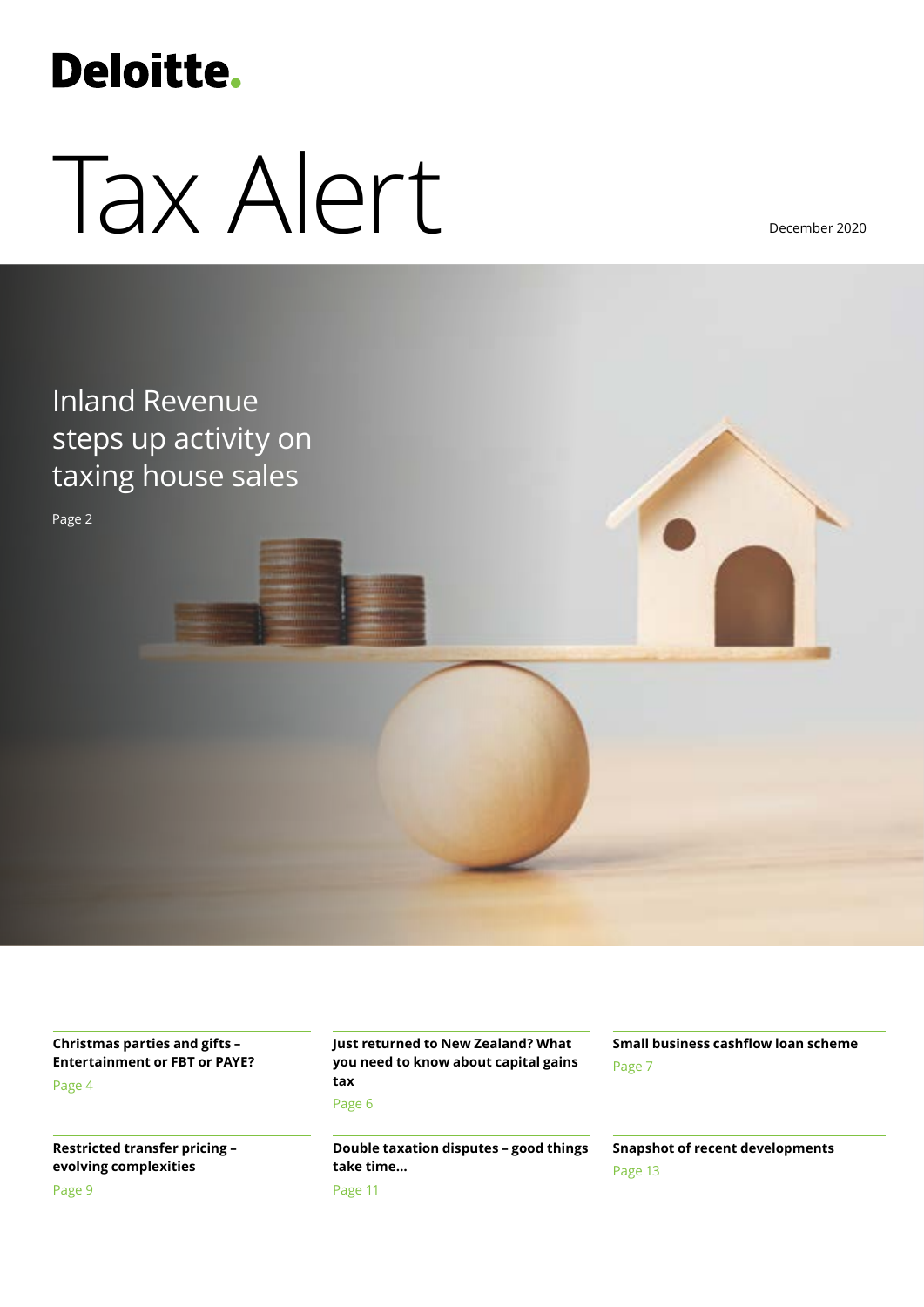Deloitte.

# Tax Alert

December 2020

## Inland Revenue steps up activity on taxing house sales

Page 2

**Christmas parties and gifts – Entertainment or FBT or PAYE?**

Page 4

**Just returned to New Zealand? What you need to know about capital gains tax**

Page 6

**Small business cashflow loan scheme**

Page 7

**Restricted transfer pricing – evolving complexities**

Page 9

**Double taxation disputes – good things take time...**

Page 11

**Snapshot of recent developments**

Page 13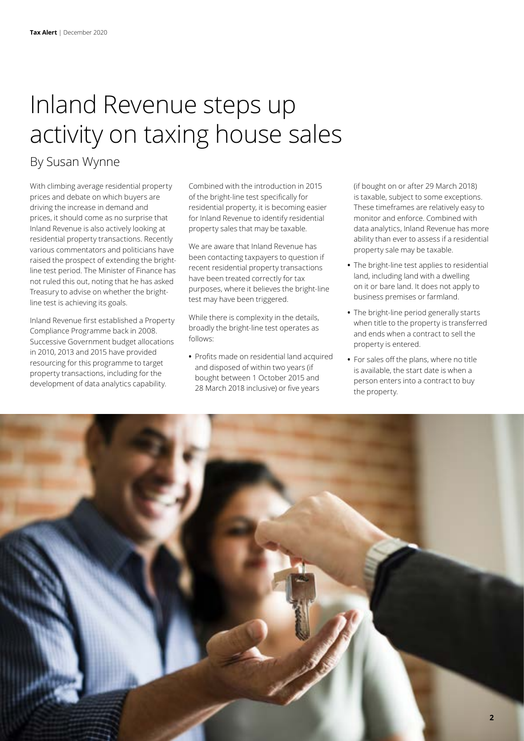# Inland Revenue steps up activity on taxing house sales

By Susan Wynne

With climbing average residential property prices and debate on which buyers are driving the increase in demand and prices, it should come as no surprise that Inland Revenue is also actively looking at residential property transactions. Recently various commentators and politicians have raised the prospect of extending the bright-line test period. The Minister of Finance has not ruled this out, noting that he has asked Treasury to advise on whether the bright-line test is achieving its goals.

Inland Revenue first established a Property Compliance Programme back in 2008. Successive Government budget allocations in 2010, 2013 and 2015 have provided resourcing for this programme to target property transactions, including for the development of data analytics capability.

Combined with the introduction in 2015 of the bright-line test specifically for residential property, it is becoming easier for Inland Revenue to identify residential property sales that may be taxable.

We are aware that Inland Revenue has been contacting taxpayers to question if recent residential property transactions have been treated correctly for tax purposes, where it believes the bright-line test may have been triggered.

While there is complexity in the details, broadly the bright-line test operates as follows:

- Profits made on residential land acquired and disposed of within two years (if bought between 1 October 2015 and 28 March 2018 inclusive) or five years (if bought on or after 29 March 2018) is taxable, subject to some exceptions. These timeframes are relatively easy to monitor and enforce. Combined with data analytics, Inland Revenue has more ability than ever to assess if a residential property sale may be taxable.
- The bright-line test applies to residential land, including land with a dwelling on it or bare land. It does not apply to business premises or farmland.
- The bright-line period generally starts when title to the property is transferred and ends when a contract to sell the property is entered.
- For sales off the plans, where no title is available, the start date is when a person enters into a contract to buy the property.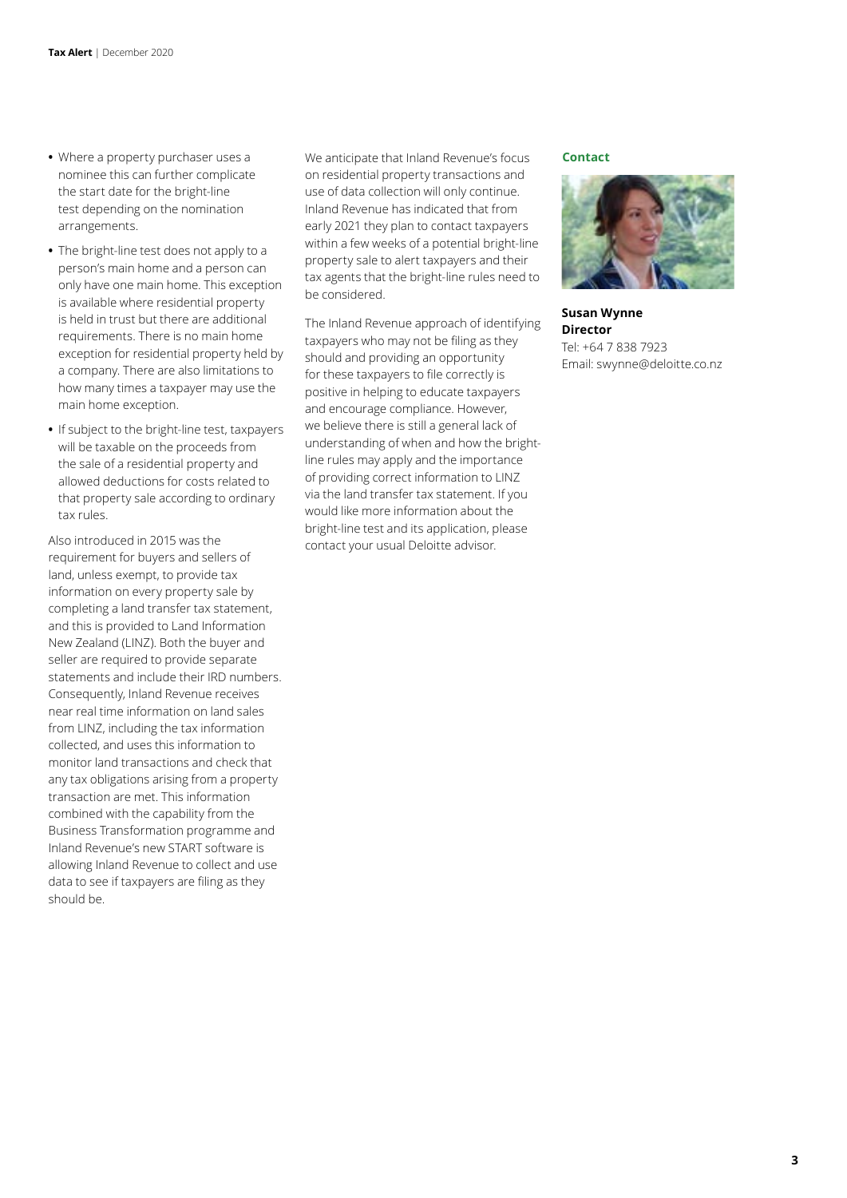- Where a property purchaser uses a nominee this can further complicate the start date for the bright-line test depending on the nomination arrangements.
- The bright-line test does not apply to a person's main home and a person can only have one main home. This exception is available where residential property is held in trust but there are additional requirements. There is no main home exception for residential property held by a company. There are also limitations to how many times a taxpayer may use the main home exception.
- If subject to the bright-line test, taxpayers will be taxable on the proceeds from the sale of a residential property and allowed deductions for costs related to that property sale according to ordinary tax rules.

Also introduced in 2015 was the requirement for buyers and sellers of land, unless exempt, to provide tax information on every property sale by completing a land transfer tax statement, and this is provided to Land Information New Zealand (LINZ). Both the buyer and seller are required to provide separate statements and include their IRD numbers. Consequently, Inland Revenue receives near real time information on land sales from LINZ, including the tax information collected, and uses this information to monitor land transactions and check that any tax obligations arising from a property transaction are met. This information combined with the capability from the Business Transformation programme and Inland Revenue's new START software is allowing Inland Revenue to collect and use data to see if taxpayers are filing as they should be.

We anticipate that Inland Revenue's focus on residential property transactions and use of data collection will only continue. Inland Revenue has indicated that from early 2021 they plan to contact taxpayers within a few weeks of a potential bright-line property sale to alert taxpayers and their tax agents that the bright-line rules need to be considered.

The Inland Revenue approach of identifying taxpayers who may not be filing as they should and providing an opportunity for these taxpayers to file correctly is positive in helping to educate taxpayers and encourage compliance. However, we believe there is still a general lack of understanding of when and how the bright-line rules may apply and the importance of providing correct information to LINZ via the land transfer tax statement. If you would like more information about the bright-line test and its application, please contact your usual Deloitte advisor.

**Contact**

**Susan Wynne**
**Director**
Tel: +64 7 838 7923
Email: swynne@deloitte.co.nz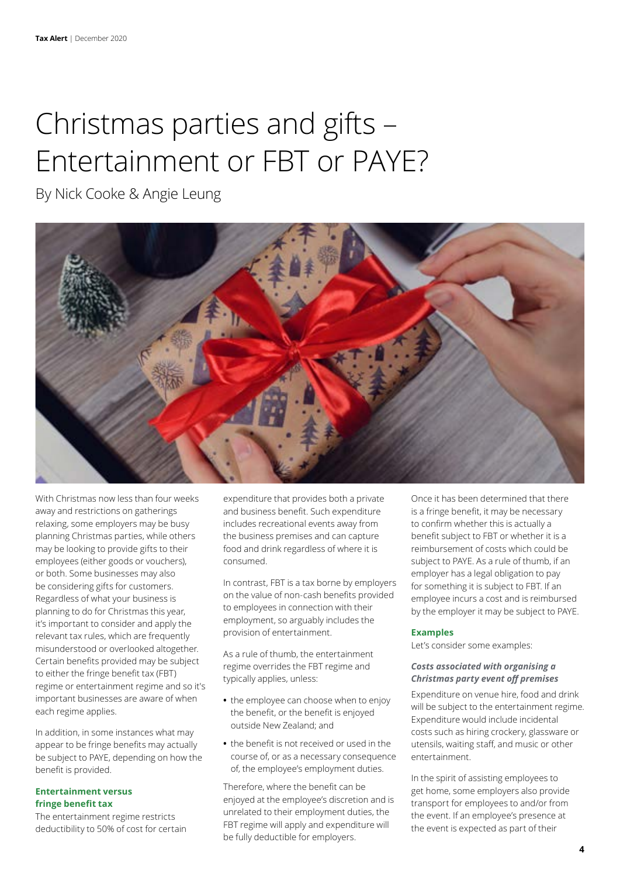# Christmas parties and gifts – Entertainment or FBT or PAYE?

By Nick Cooke & Angie Leung

With Christmas now less than four weeks away and restrictions on gatherings relaxing, some employers may be busy planning Christmas parties, while others may be looking to provide gifts to their employees (either goods or vouchers), or both. Some businesses may also be considering gifts for customers. Regardless of what your business is planning to do for Christmas this year, it's important to consider and apply the relevant tax rules, which are frequently misunderstood or overlooked altogether. Certain benefits provided may be subject to either the fringe benefit tax (FBT) regime or entertainment regime and so it's important businesses are aware of when each regime applies.

In addition, in some instances what may appear to be fringe benefits may actually be subject to PAYE, depending on how the benefit is provided.

## Entertainment versus fringe benefit tax

The entertainment regime restricts deductibility to 50% of cost for certain expenditure that provides both a private and business benefit. Such expenditure includes recreational events away from the business premises and can capture food and drink regardless of where it is consumed.

In contrast, FBT is a tax borne by employers on the value of non-cash benefits provided to employees in connection with their employment, so arguably includes the provision of entertainment.

As a rule of thumb, the entertainment regime overrides the FBT regime and typically applies, unless:

- the employee can choose when to enjoy the benefit, or the benefit is enjoyed outside New Zealand; and
- the benefit is not received or used in the course of, or as a necessary consequence of, the employee's employment duties.

Therefore, where the benefit can be enjoyed at the employee's discretion and is unrelated to their employment duties, the FBT regime will apply and expenditure will be fully deductible for employers.

Once it has been determined that there is a fringe benefit, it may be necessary to confirm whether this is actually a benefit subject to FBT or whether it is a reimbursement of costs which could be subject to PAYE. As a rule of thumb, if an employer has a legal obligation to pay for something it is subject to FBT. If an employee incurs a cost and is reimbursed by the employer it may be subject to PAYE.

## Examples

Let's consider some examples:

### *Costs associated with organising a Christmas party event off premises*

Expenditure on venue hire, food and drink will be subject to the entertainment regime. Expenditure would include incidental costs such as hiring crockery, glassware or utensils, waiting staff, and music or other entertainment.

In the spirit of assisting employees to get home, some employers also provide transport for employees to and/or from the event. If an employee's presence at the event is expected as part of their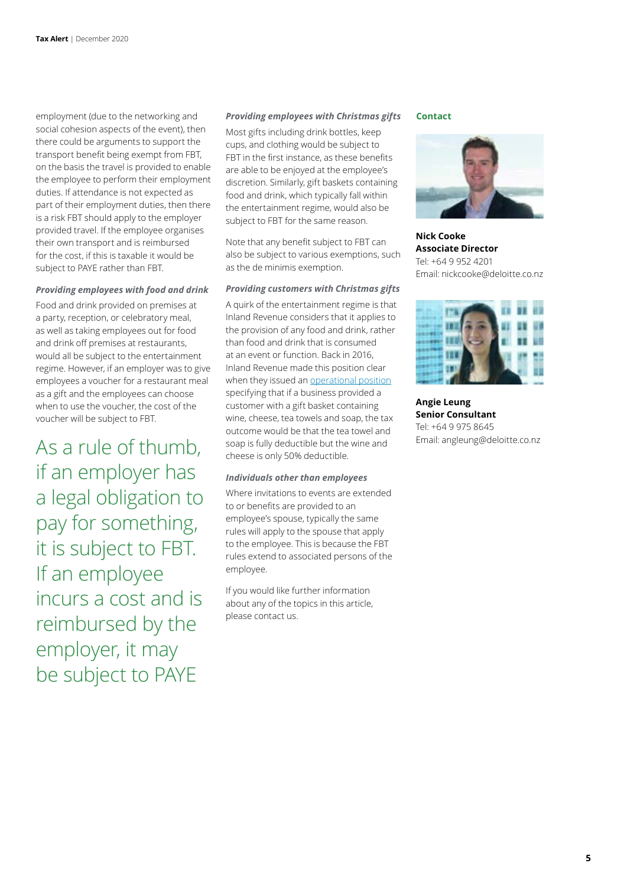employment (due to the networking and social cohesion aspects of the event), then there could be arguments to support the transport benefit being exempt from FBT, on the basis the travel is provided to enable the employee to perform their employment duties. If attendance is not expected as part of their employment duties, then there is a risk FBT should apply to the employer provided travel. If the employee organises their own transport and is reimbursed for the cost, if this is taxable it would be subject to PAYE rather than FBT.

***Providing employees with food and drink***

Food and drink provided on premises at a party, reception, or celebratory meal, as well as taking employees out for food and drink off premises at restaurants, would all be subject to the entertainment regime. However, if an employer was to give employees a voucher for a restaurant meal as a gift and the employees can choose when to use the voucher, the cost of the voucher will be subject to FBT.

As a rule of thumb, if an employer has a legal obligation to pay for something, it is subject to FBT. If an employee incurs a cost and is reimbursed by the employer, it may be subject to PAYE

***Providing employees with Christmas gifts***

Most gifts including drink bottles, keep cups, and clothing would be subject to FBT in the first instance, as these benefits are able to be enjoyed at the employee's discretion. Similarly, gift baskets containing food and drink, which typically fall within the entertainment regime, would also be subject to FBT for the same reason.

Note that any benefit subject to FBT can also be subject to various exemptions, such as the de minimis exemption.

***Providing customers with Christmas gifts***

A quirk of the entertainment regime is that Inland Revenue considers that it applies to the provision of any food and drink, rather than food and drink that is consumed at an event or function. Back in 2016, Inland Revenue made this position clear when they issued an operational position specifying that if a business provided a customer with a gift basket containing wine, cheese, tea towels and soap, the tax outcome would be that the tea towel and soap is fully deductible but the wine and cheese is only 50% deductible.

***Individuals other than employees***

Where invitations to events are extended to or benefits are provided to an employee's spouse, typically the same rules will apply to the spouse that apply to the employee. This is because the FBT rules extend to associated persons of the employee.

If you would like further information about any of the topics in this article, please contact us.

**Contact**

**Nick Cooke**
**Associate Director**
Tel: +64 9 952 4201
Email: nickcooke@deloitte.co.nz

**Angie Leung**
**Senior Consultant**
Tel: +64 9 975 8645
Email: angleung@deloitte.co.nz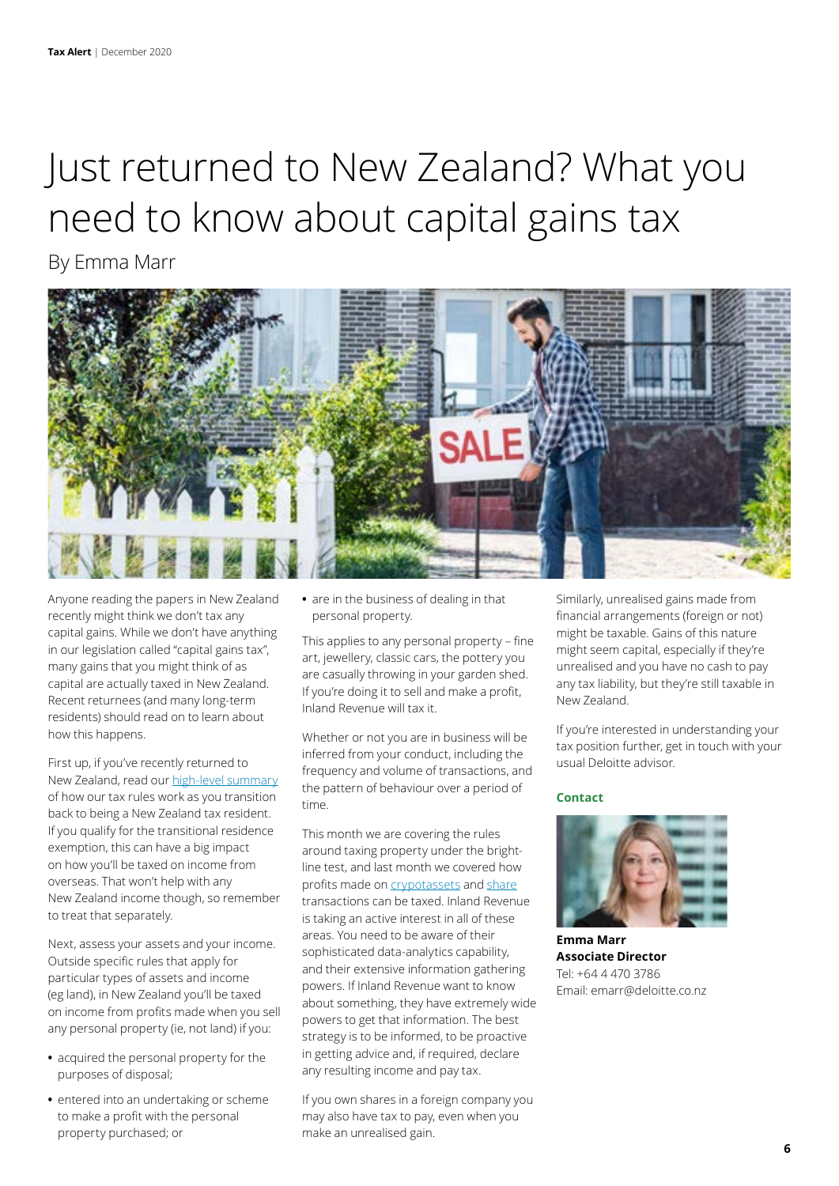# Just returned to New Zealand? What you need to know about capital gains tax

By Emma Marr

Anyone reading the papers in New Zealand recently might think we don't tax any capital gains. While we don't have anything in our legislation called "capital gains tax", many gains that you might think of as capital are actually taxed in New Zealand. Recent returnees (and many long-term residents) should read on to learn about how this happens.

First up, if you've recently returned to New Zealand, read our high-level summary of how our tax rules work as you transition back to being a New Zealand tax resident. If you qualify for the transitional residence exemption, this can have a big impact on how you'll be taxed on income from overseas. That won't help with any New Zealand income though, so remember to treat that separately.

Next, assess your assets and your income. Outside specific rules that apply for particular types of assets and income (eg land), in New Zealand you'll be taxed on income from profits made when you sell any personal property (ie, not land) if you:

- acquired the personal property for the purposes of disposal;
- entered into an undertaking or scheme to make a profit with the personal property purchased; or
- are in the business of dealing in that personal property.

This applies to any personal property – fine art, jewellery, classic cars, the pottery you are casually throwing in your garden shed. If you're doing it to sell and make a profit, Inland Revenue will tax it.

Whether or not you are in business will be inferred from your conduct, including the frequency and volume of transactions, and the pattern of behaviour over a period of time.

This month we are covering the rules around taxing property under the bright-line test, and last month we covered how profits made on cryptoassets and share transactions can be taxed. Inland Revenue is taking an active interest in all of these areas. You need to be aware of their sophisticated data-analytics capability, and their extensive information gathering powers. If Inland Revenue want to know about something, they have extremely wide powers to get that information. The best strategy is to be informed, to be proactive in getting advice and, if required, declare any resulting income and pay tax.

If you own shares in a foreign company you may also have tax to pay, even when you make an unrealised gain.

Similarly, unrealised gains made from financial arrangements (foreign or not) might be taxable. Gains of this nature might seem capital, especially if they're unrealised and you have no cash to pay any tax liability, but they're still taxable in New Zealand.

If you're interested in understanding your tax position further, get in touch with your usual Deloitte advisor.

**Contact**

**Emma Marr**
**Associate Director**
Tel: +64 4 470 3786
Email: emarr@deloitte.co.nz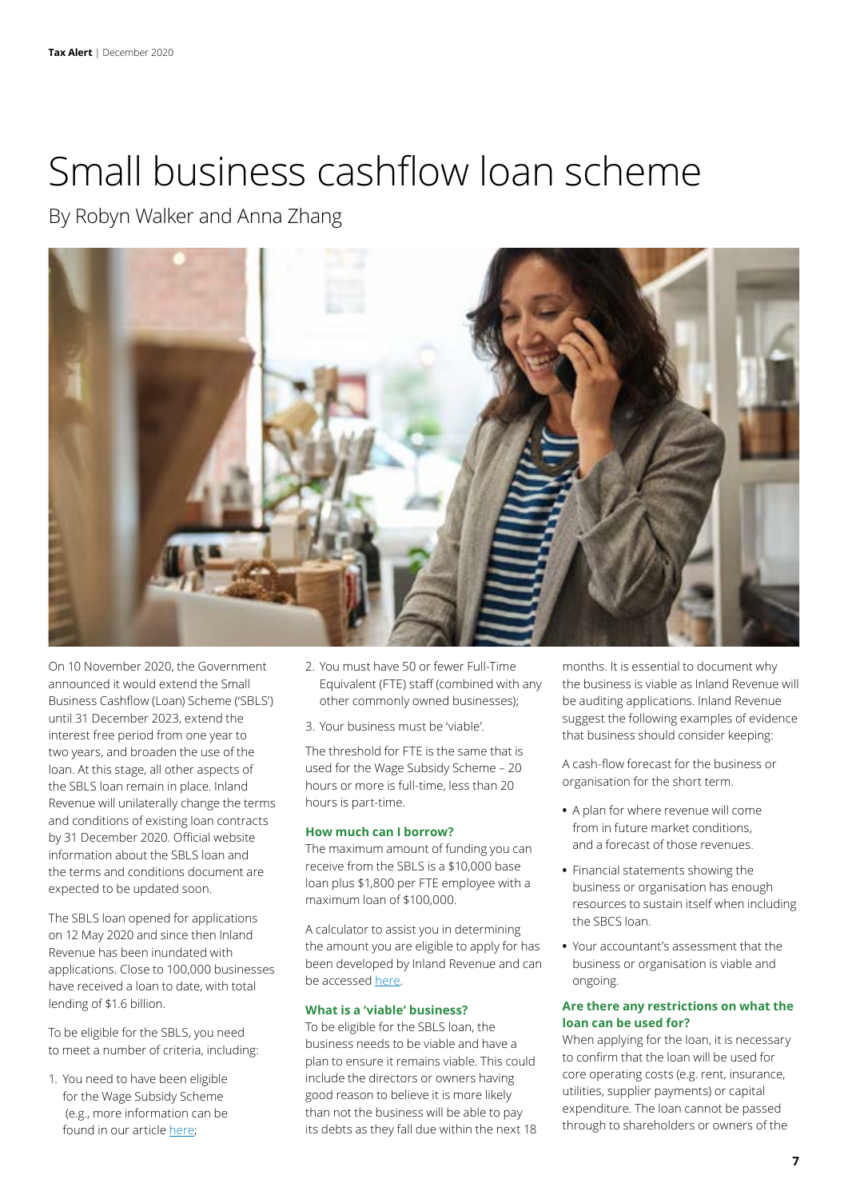# Small business cashflow loan scheme

By Robyn Walker and Anna Zhang

On 10 November 2020, the Government announced it would extend the Small Business Cashflow (Loan) Scheme ('SBLS') until 31 December 2023, extend the interest free period from one year to two years, and broaden the use of the loan. At this stage, all other aspects of the SBLS loan remain in place. Inland Revenue will unilaterally change the terms and conditions of existing loan contracts by 31 December 2020. Official website information about the SBLS loan and the terms and conditions document are expected to be updated soon.

The SBLS loan opened for applications on 12 May 2020 and since then Inland Revenue has been inundated with applications. Close to 100,000 businesses have received a loan to date, with total lending of $1.6 billion.

To be eligible for the SBLS, you need to meet a number of criteria, including:

1. You need to have been eligible for the Wage Subsidy Scheme (e.g., more information can be found in our article here;
2. You must have 50 or fewer Full-Time Equivalent (FTE) staff (combined with any other commonly owned businesses);
3. Your business must be 'viable'.

The threshold for FTE is the same that is used for the Wage Subsidy Scheme – 20 hours or more is full-time, less than 20 hours is part-time.

### How much can I borrow?

The maximum amount of funding you can receive from the SBLS is a $10,000 base loan plus $1,800 per FTE employee with a maximum loan of $100,000.

A calculator to assist you in determining the amount you are eligible to apply for has been developed by Inland Revenue and can be accessed here.

### What is a 'viable' business?

To be eligible for the SBLS loan, the business needs to be viable and have a plan to ensure it remains viable. This could include the directors or owners having good reason to believe it is more likely than not the business will be able to pay its debts as they fall due within the next 18 months. It is essential to document why the business is viable as Inland Revenue will be auditing applications. Inland Revenue suggest the following examples of evidence that business should consider keeping:

A cash-flow forecast for the business or organisation for the short term.

- A plan for where revenue will come from in future market conditions, and a forecast of those revenues.
- Financial statements showing the business or organisation has enough resources to sustain itself when including the SBCS loan.
- Your accountant's assessment that the business or organisation is viable and ongoing.

### Are there any restrictions on what the loan can be used for?

When applying for the loan, it is necessary to confirm that the loan will be used for core operating costs (e.g. rent, insurance, utilities, supplier payments) or capital expenditure. The loan cannot be passed through to shareholders or owners of the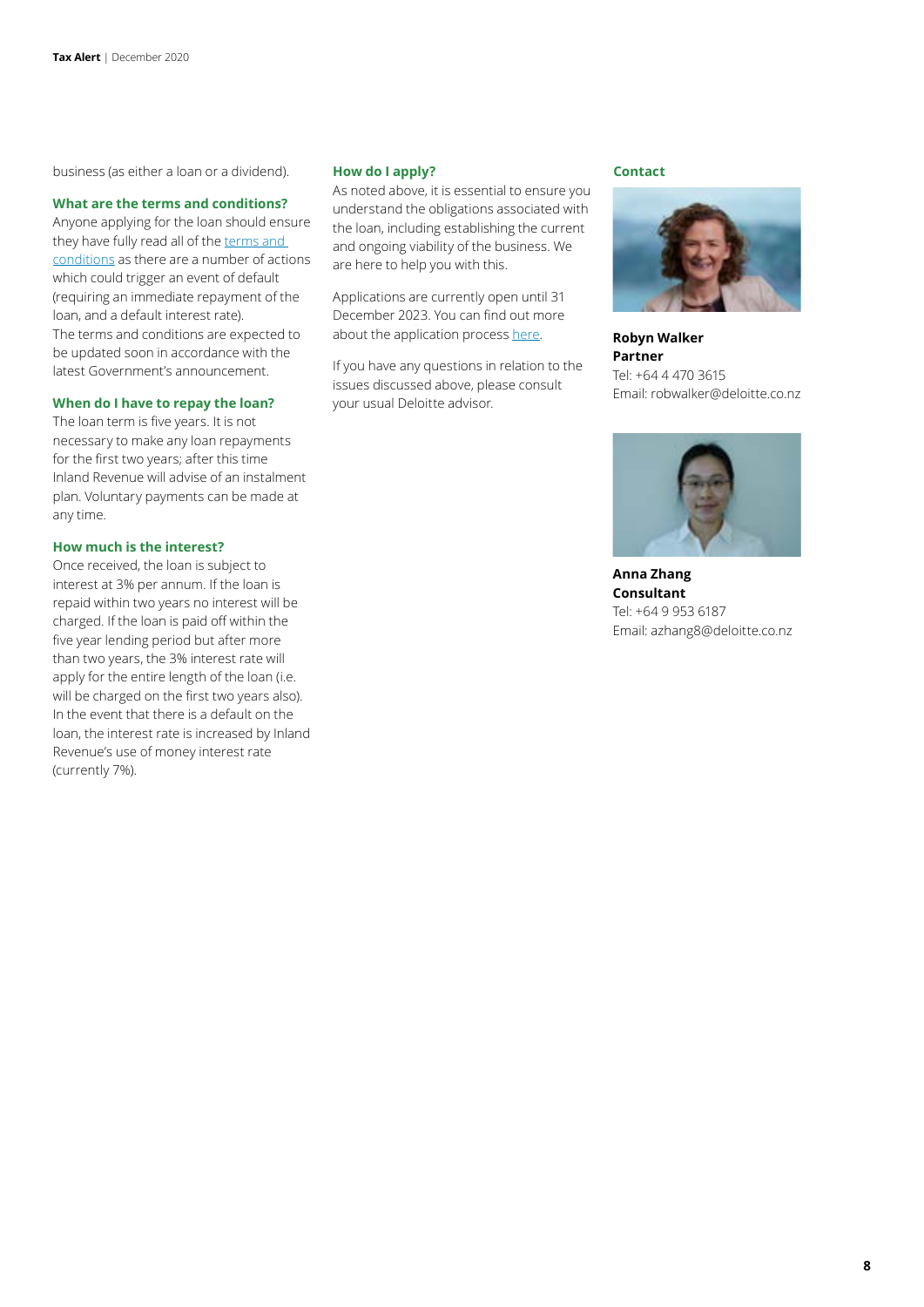business (as either a loan or a dividend).

### What are the terms and conditions?

Anyone applying for the loan should ensure they have fully read all of the terms and conditions as there are a number of actions which could trigger an event of default (requiring an immediate repayment of the loan, and a default interest rate). The terms and conditions are expected to be updated soon in accordance with the latest Government's announcement.

### When do I have to repay the loan?

The loan term is five years. It is not necessary to make any loan repayments for the first two years; after this time Inland Revenue will advise of an instalment plan. Voluntary payments can be made at any time.

### How much is the interest?

Once received, the loan is subject to interest at 3% per annum. If the loan is repaid within two years no interest will be charged. If the loan is paid off within the five year lending period but after more than two years, the 3% interest rate will apply for the entire length of the loan (i.e. will be charged on the first two years also). In the event that there is a default on the loan, the interest rate is increased by Inland Revenue's use of money interest rate (currently 7%).

### How do I apply?

As noted above, it is essential to ensure you understand the obligations associated with the loan, including establishing the current and ongoing viability of the business. We are here to help you with this.

Applications are currently open until 31 December 2023. You can find out more about the application process here.

If you have any questions in relation to the issues discussed above, please consult your usual Deloitte advisor.

### Contact

**Robyn Walker**
**Partner**
Tel: +64 4 470 3615
Email: robwalker@deloitte.co.nz

**Anna Zhang**
**Consultant**
Tel: +64 9 953 6187
Email: azhang8@deloitte.co.nz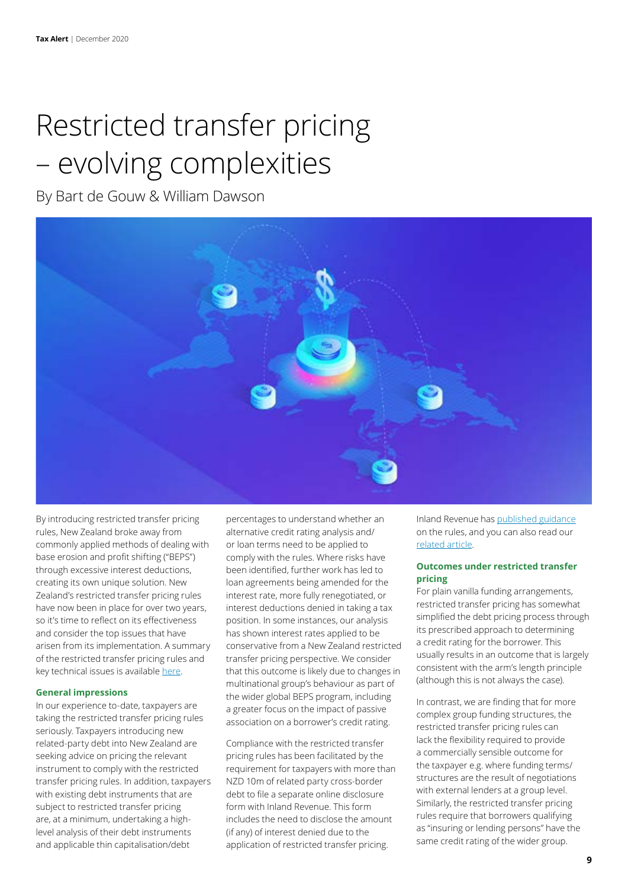# Restricted transfer pricing – evolving complexities

By Bart de Gouw & William Dawson

By introducing restricted transfer pricing rules, New Zealand broke away from commonly applied methods of dealing with base erosion and profit shifting ("BEPS") through excessive interest deductions, creating its own unique solution. New Zealand's restricted transfer pricing rules have now been in place for over two years, so it's time to reflect on its effectiveness and consider the top issues that have arisen from its implementation. A summary of the restricted transfer pricing rules and key technical issues is available here.

### General impressions

In our experience to-date, taxpayers are taking the restricted transfer pricing rules seriously. Taxpayers introducing new related-party debt into New Zealand are seeking advice on pricing the relevant instrument to comply with the restricted transfer pricing rules. In addition, taxpayers with existing debt instruments that are subject to restricted transfer pricing are, at a minimum, undertaking a high-level analysis of their debt instruments and applicable thin capitalisation/debt percentages to understand whether an alternative credit rating analysis and/or loan terms need to be applied to comply with the rules. Where risks have been identified, further work has led to loan agreements being amended for the interest rate, more fully renegotiated, or interest deductions denied in taking a tax position. In some instances, our analysis has shown interest rates applied to be conservative from a New Zealand restricted transfer pricing perspective. We consider that this outcome is likely due to changes in multinational group's behaviour as part of the wider global BEPS program, including a greater focus on the impact of passive association on a borrower's credit rating.

Compliance with the restricted transfer pricing rules has been facilitated by the requirement for taxpayers with more than NZD 10m of related party cross-border debt to file a separate online disclosure form with Inland Revenue. This form includes the need to disclose the amount (if any) of interest denied due to the application of restricted transfer pricing.

Inland Revenue has published guidance on the rules, and you can also read our related article.

### Outcomes under restricted transfer pricing

For plain vanilla funding arrangements, restricted transfer pricing has somewhat simplified the debt pricing process through its prescribed approach to determining a credit rating for the borrower. This usually results in an outcome that is largely consistent with the arm's length principle (although this is not always the case).

In contrast, we are finding that for more complex group funding structures, the restricted transfer pricing rules can lack the flexibility required to provide a commercially sensible outcome for the taxpayer e.g. where funding terms/structures are the result of negotiations with external lenders at a group level. Similarly, the restricted transfer pricing rules require that borrowers qualifying as "insuring or lending persons" have the same credit rating of the wider group.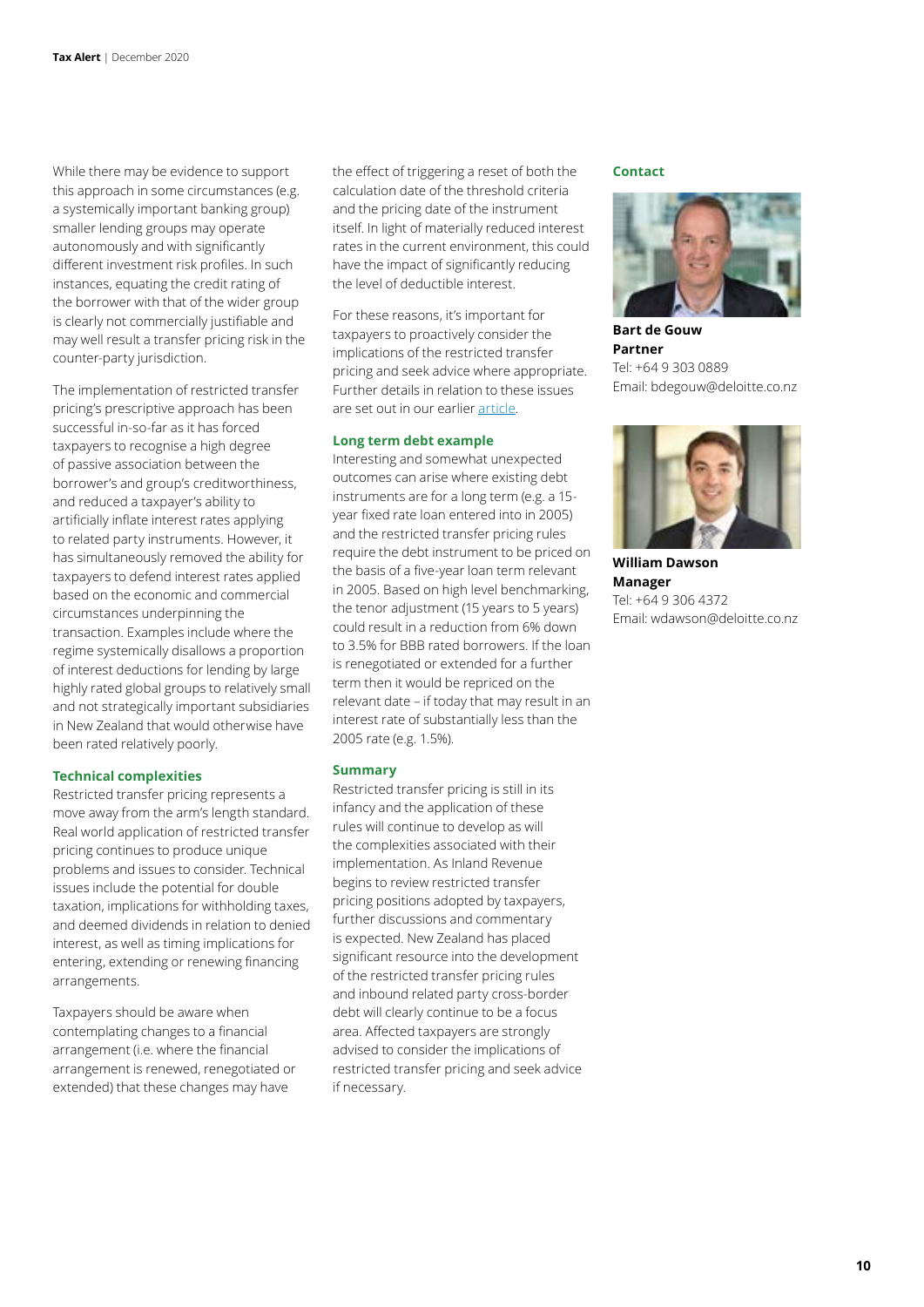While there may be evidence to support this approach in some circumstances (e.g. a systemically important banking group) smaller lending groups may operate autonomously and with significantly different investment risk profiles. In such instances, equating the credit rating of the borrower with that of the wider group is clearly not commercially justifiable and may well result a transfer pricing risk in the counter-party jurisdiction.

The implementation of restricted transfer pricing's prescriptive approach has been successful in-so-far as it has forced taxpayers to recognise a high degree of passive association between the borrower's and group's creditworthiness, and reduced a taxpayer's ability to artificially inflate interest rates applying to related party instruments. However, it has simultaneously removed the ability for taxpayers to defend interest rates applied based on the economic and commercial circumstances underpinning the transaction. Examples include where the regime systemically disallows a proportion of interest deductions for lending by large highly rated global groups to relatively small and not strategically important subsidiaries in New Zealand that would otherwise have been rated relatively poorly.

### Technical complexities

Restricted transfer pricing represents a move away from the arm's length standard. Real world application of restricted transfer pricing continues to produce unique problems and issues to consider. Technical issues include the potential for double taxation, implications for withholding taxes, and deemed dividends in relation to denied interest, as well as timing implications for entering, extending or renewing financing arrangements.

Taxpayers should be aware when contemplating changes to a financial arrangement (i.e. where the financial arrangement is renewed, renegotiated or extended) that these changes may have the effect of triggering a reset of both the calculation date of the threshold criteria and the pricing date of the instrument itself. In light of materially reduced interest rates in the current environment, this could have the impact of significantly reducing the level of deductible interest.

For these reasons, it's important for taxpayers to proactively consider the implications of the restricted transfer pricing and seek advice where appropriate. Further details in relation to these issues are set out in our earlier article.

### Long term debt example

Interesting and somewhat unexpected outcomes can arise where existing debt instruments are for a long term (e.g. a 15-year fixed rate loan entered into in 2005) and the restricted transfer pricing rules require the debt instrument to be priced on the basis of a five-year loan term relevant in 2005. Based on high level benchmarking, the tenor adjustment (15 years to 5 years) could result in a reduction from 6% down to 3.5% for BBB rated borrowers. If the loan is renegotiated or extended for a further term then it would be repriced on the relevant date – if today that may result in an interest rate of substantially less than the 2005 rate (e.g. 1.5%).

### Summary

Restricted transfer pricing is still in its infancy and the application of these rules will continue to develop as will the complexities associated with their implementation. As Inland Revenue begins to review restricted transfer pricing positions adopted by taxpayers, further discussions and commentary is expected. New Zealand has placed significant resource into the development of the restricted transfer pricing rules and inbound related party cross-border debt will clearly continue to be a focus area. Affected taxpayers are strongly advised to consider the implications of restricted transfer pricing and seek advice if necessary.

### Contact

**Bart de Gouw**
**Partner**
Tel: +64 9 303 0889
Email: bdegouw@deloitte.co.nz

**William Dawson**
**Manager**
Tel: +64 9 306 4372
Email: wdawson@deloitte.co.nz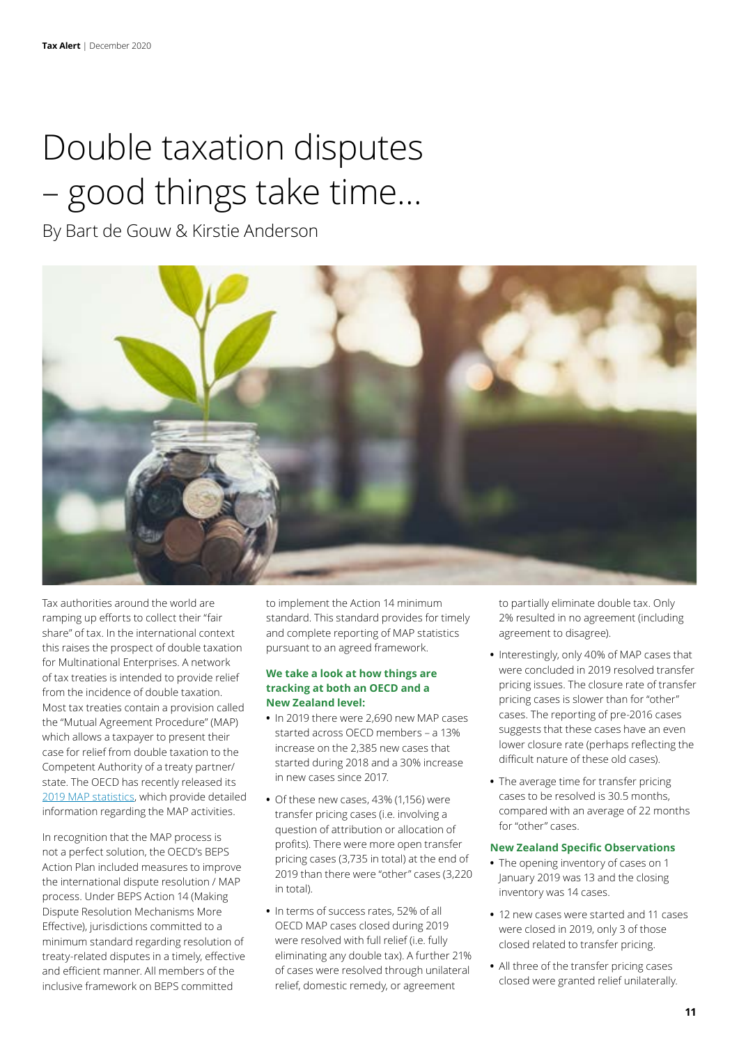# Double taxation disputes – good things take time...

By Bart de Gouw & Kirstie Anderson

Tax authorities around the world are ramping up efforts to collect their "fair share" of tax. In the international context this raises the prospect of double taxation for Multinational Enterprises. A network of tax treaties is intended to provide relief from the incidence of double taxation. Most tax treaties contain a provision called the "Mutual Agreement Procedure" (MAP) which allows a taxpayer to present their case for relief from double taxation to the Competent Authority of a treaty partner/state. The OECD has recently released its 2019 MAP statistics, which provide detailed information regarding the MAP activities.

In recognition that the MAP process is not a perfect solution, the OECD's BEPS Action Plan included measures to improve the international dispute resolution / MAP process. Under BEPS Action 14 (Making Dispute Resolution Mechanisms More Effective), jurisdictions committed to a minimum standard regarding resolution of treaty-related disputes in a timely, effective and efficient manner. All members of the inclusive framework on BEPS committed to implement the Action 14 minimum standard. This standard provides for timely and complete reporting of MAP statistics pursuant to an agreed framework.

### We take a look at how things are tracking at both an OECD and a New Zealand level:

- In 2019 there were 2,690 new MAP cases started across OECD members – a 13% increase on the 2,385 new cases that started during 2018 and a 30% increase in new cases since 2017.
- Of these new cases, 43% (1,156) were transfer pricing cases (i.e. involving a question of attribution or allocation of profits). There were more open transfer pricing cases (3,735 in total) at the end of 2019 than there were "other" cases (3,220 in total).
- In terms of success rates, 52% of all OECD MAP cases closed during 2019 were resolved with full relief (i.e. fully eliminating any double tax). A further 21% of cases were resolved through unilateral relief, domestic remedy, or agreement to partially eliminate double tax. Only 2% resulted in no agreement (including agreement to disagree).
- Interestingly, only 40% of MAP cases that were concluded in 2019 resolved transfer pricing issues. The closure rate of transfer pricing cases is slower than for "other" cases. The reporting of pre-2016 cases suggests that these cases have an even lower closure rate (perhaps reflecting the difficult nature of these old cases).
- The average time for transfer pricing cases to be resolved is 30.5 months, compared with an average of 22 months for "other" cases.

### New Zealand Specific Observations

- The opening inventory of cases on 1 January 2019 was 13 and the closing inventory was 14 cases.
- 12 new cases were started and 11 cases were closed in 2019, only 3 of those closed related to transfer pricing.
- All three of the transfer pricing cases closed were granted relief unilaterally.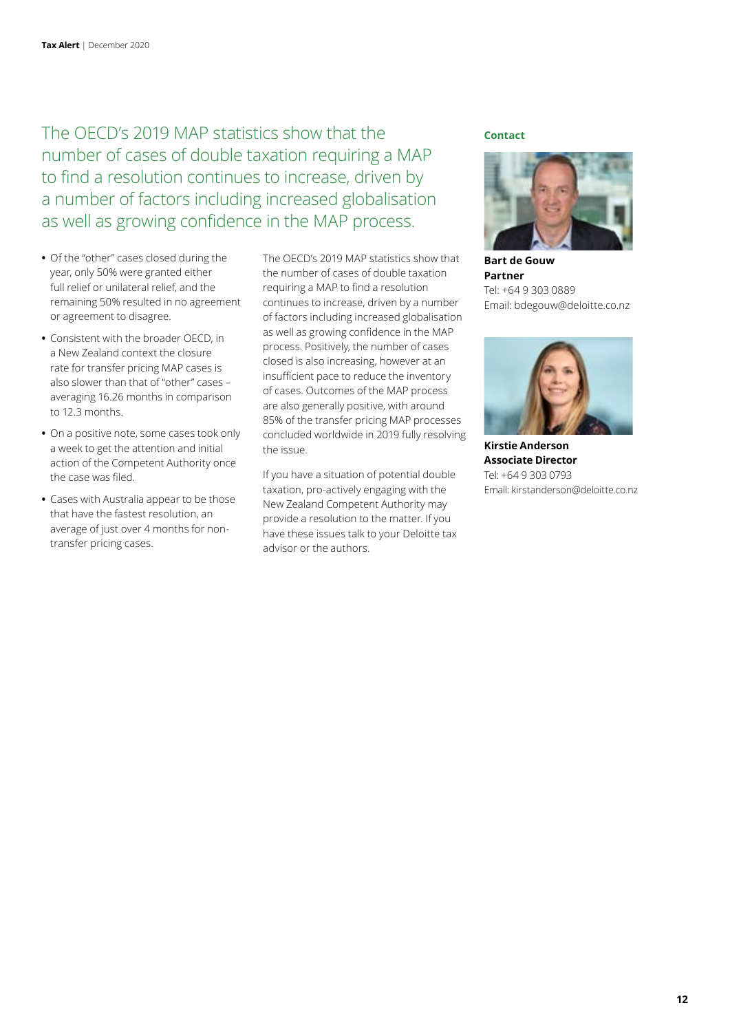The OECD's 2019 MAP statistics show that the number of cases of double taxation requiring a MAP to find a resolution continues to increase, driven by a number of factors including increased globalisation as well as growing confidence in the MAP process.

- Of the "other" cases closed during the year, only 50% were granted either full relief or unilateral relief, and the remaining 50% resulted in no agreement or agreement to disagree.
- Consistent with the broader OECD, in a New Zealand context the closure rate for transfer pricing MAP cases is also slower than that of "other" cases – averaging 16.26 months in comparison to 12.3 months.
- On a positive note, some cases took only a week to get the attention and initial action of the Competent Authority once the case was filed.
- Cases with Australia appear to be those that have the fastest resolution, an average of just over 4 months for non-transfer pricing cases.

The OECD's 2019 MAP statistics show that the number of cases of double taxation requiring a MAP to find a resolution continues to increase, driven by a number of factors including increased globalisation as well as growing confidence in the MAP process. Positively, the number of cases closed is also increasing, however at an insufficient pace to reduce the inventory of cases. Outcomes of the MAP process are also generally positive, with around 85% of the transfer pricing MAP processes concluded worldwide in 2019 fully resolving the issue.

If you have a situation of potential double taxation, pro-actively engaging with the New Zealand Competent Authority may provide a resolution to the matter. If you have these issues talk to your Deloitte tax advisor or the authors.

**Contact**

**Bart de Gouw**
**Partner**
Tel: +64 9 303 0889
Email: bdegouw@deloitte.co.nz

**Kirstie Anderson**
**Associate Director**
Tel: +64 9 303 0793
Email: kirstanderson@deloitte.co.nz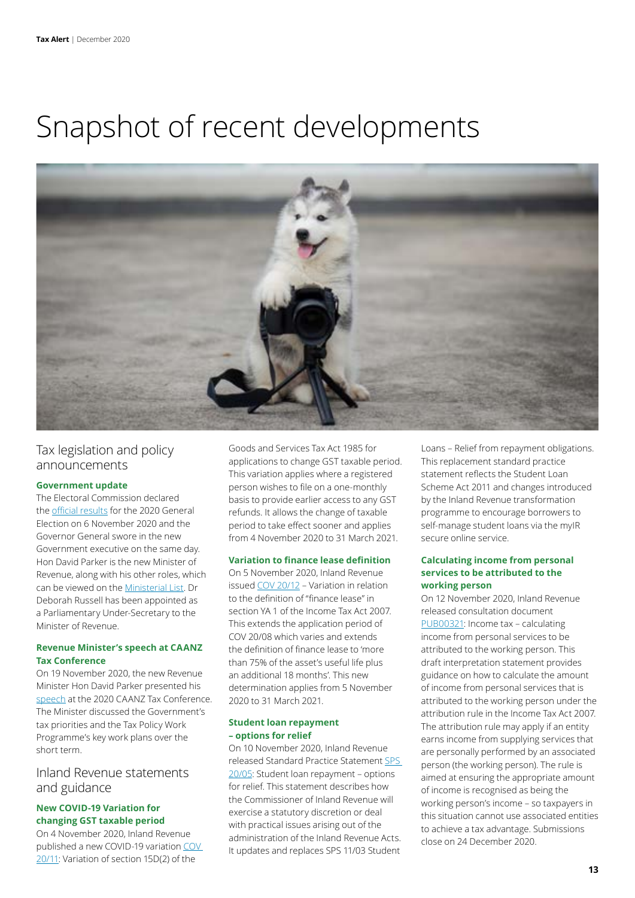# Snapshot of recent developments

## Tax legislation and policy announcements

### Government update

The Electoral Commission declared the official results for the 2020 General Election on 6 November 2020 and the Governor General swore in the new Government executive on the same day. Hon David Parker is the new Minister of Revenue, along with his other roles, which can be viewed on the Ministerial List. Dr Deborah Russell has been appointed as a Parliamentary Under-Secretary to the Minister of Revenue.

### Revenue Minister's speech at CAANZ Tax Conference

On 19 November 2020, the new Revenue Minister Hon David Parker presented his speech at the 2020 CAANZ Tax Conference. The Minister discussed the Government's tax priorities and the Tax Policy Work Programme's key work plans over the short term.

## Inland Revenue statements and guidance

### New COVID-19 Variation for changing GST taxable period

On 4 November 2020, Inland Revenue published a new COVID-19 variation COV 20/11: Variation of section 15D(2) of the Goods and Services Tax Act 1985 for applications to change GST taxable period. This variation applies where a registered person wishes to file on a one-monthly basis to provide earlier access to any GST refunds. It allows the change of taxable period to take effect sooner and applies from 4 November 2020 to 31 March 2021.

### Variation to finance lease definition

On 5 November 2020, Inland Revenue issued COV 20/12 – Variation in relation to the definition of "finance lease" in section YA 1 of the Income Tax Act 2007. This extends the application period of COV 20/08 which varies and extends the definition of finance lease to 'more than 75% of the asset's useful life plus an additional 18 months'. This new determination applies from 5 November 2020 to 31 March 2021.

### Student loan repayment – options for relief

On 10 November 2020, Inland Revenue released Standard Practice Statement SPS 20/05: Student loan repayment – options for relief. This statement describes how the Commissioner of Inland Revenue will exercise a statutory discretion or deal with practical issues arising out of the administration of the Inland Revenue Acts. It updates and replaces SPS 11/03 Student Loans – Relief from repayment obligations. This replacement standard practice statement reflects the Student Loan Scheme Act 2011 and changes introduced by the Inland Revenue transformation programme to encourage borrowers to self-manage student loans via the myIR secure online service.

### Calculating income from personal services to be attributed to the working person

On 12 November 2020, Inland Revenue released consultation document PUB00321: Income tax – calculating income from personal services to be attributed to the working person. This draft interpretation statement provides guidance on how to calculate the amount of income from personal services that is attributed to the working person under the attribution rule in the Income Tax Act 2007. The attribution rule may apply if an entity earns income from supplying services that are personally performed by an associated person (the working person). The rule is aimed at ensuring the appropriate amount of income is recognised as being the working person's income – so taxpayers in this situation cannot use associated entities to achieve a tax advantage. Submissions close on 24 December 2020.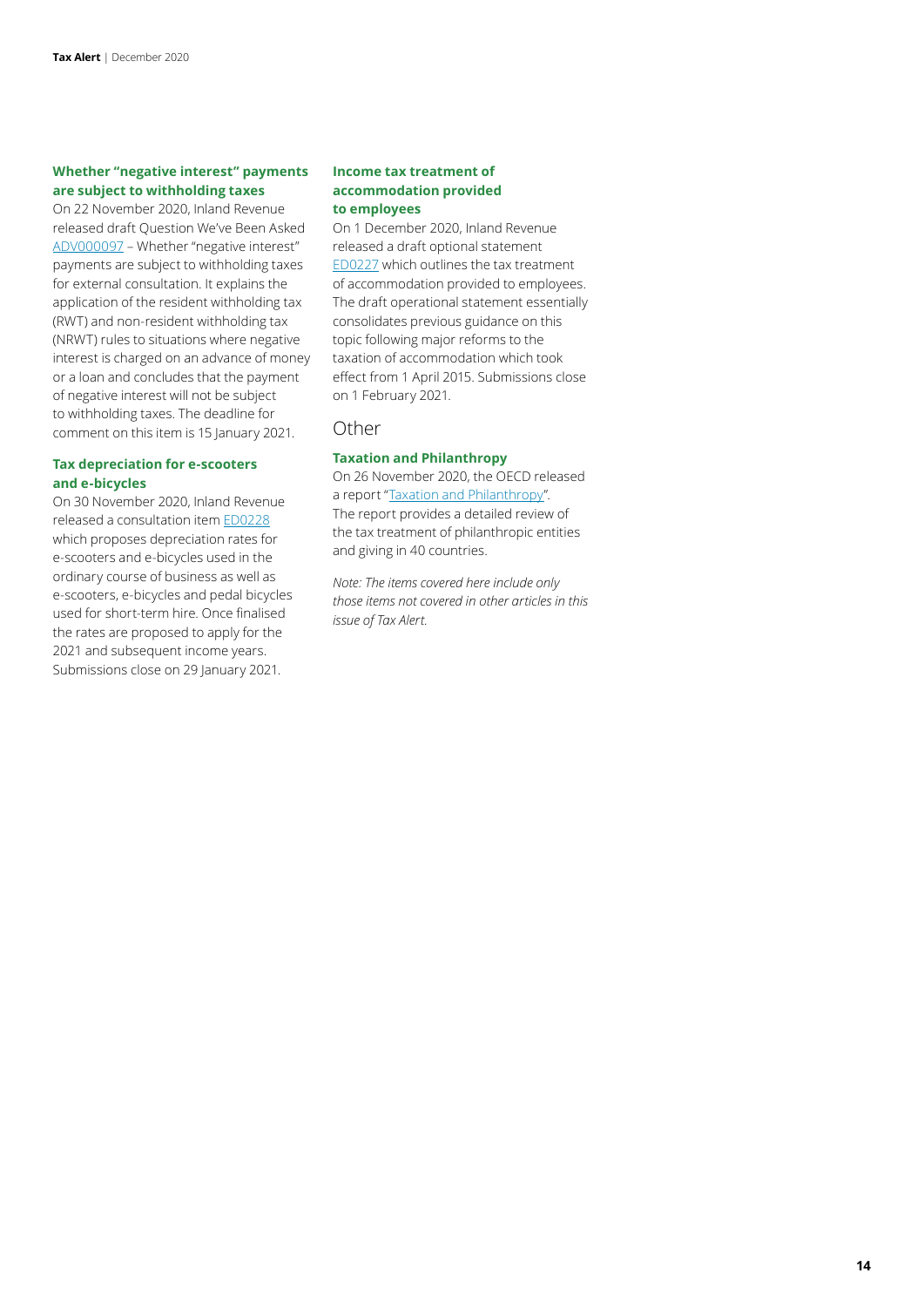### Whether "negative interest" payments are subject to withholding taxes

On 22 November 2020, Inland Revenue released draft Question We've Been Asked ADV000097 – Whether "negative interest" payments are subject to withholding taxes for external consultation. It explains the application of the resident withholding tax (RWT) and non-resident withholding tax (NRWT) rules to situations where negative interest is charged on an advance of money or a loan and concludes that the payment of negative interest will not be subject to withholding taxes. The deadline for comment on this item is 15 January 2021.

### Tax depreciation for e-scooters and e-bicycles

On 30 November 2020, Inland Revenue released a consultation item ED0228 which proposes depreciation rates for e-scooters and e-bicycles used in the ordinary course of business as well as e-scooters, e-bicycles and pedal bicycles used for short-term hire. Once finalised the rates are proposed to apply for the 2021 and subsequent income years. Submissions close on 29 January 2021.

### Income tax treatment of accommodation provided to employees

On 1 December 2020, Inland Revenue released a draft optional statement ED0227 which outlines the tax treatment of accommodation provided to employees. The draft operational statement essentially consolidates previous guidance on this topic following major reforms to the taxation of accommodation which took effect from 1 April 2015. Submissions close on 1 February 2021.

## Other

### Taxation and Philanthropy

On 26 November 2020, the OECD released a report "Taxation and Philanthropy". The report provides a detailed review of the tax treatment of philanthropic entities and giving in 40 countries.

*Note: The items covered here include only those items not covered in other articles in this issue of Tax Alert.*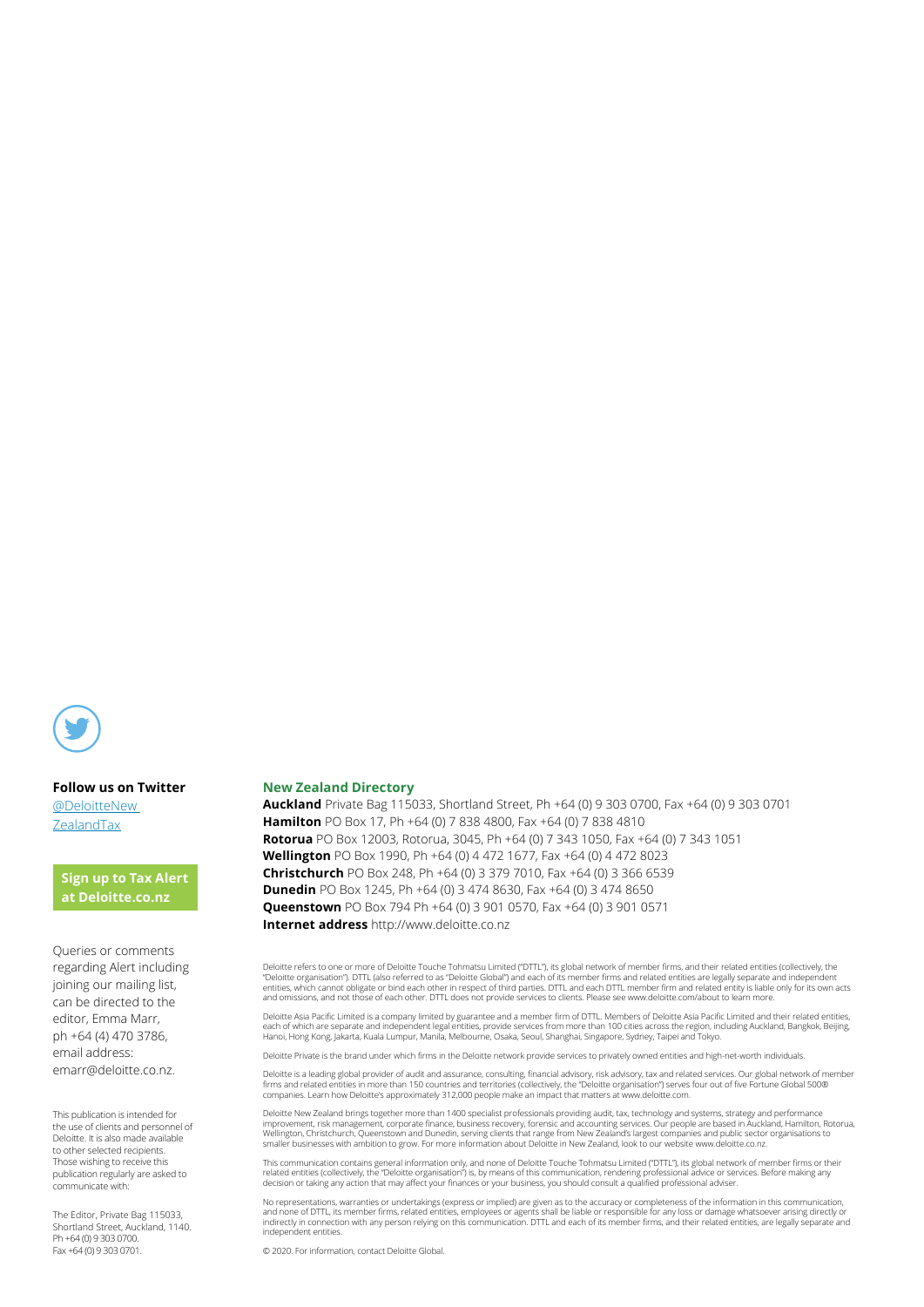**Follow us on Twitter**
@DeloitteNewZealandTax

**Sign up to Tax Alert at Deloitte.co.nz**

Queries or comments regarding Alert including joining our mailing list, can be directed to the editor, Emma Marr, ph +64 (4) 470 3786, email address: emarr@deloitte.co.nz.

This publication is intended for the use of clients and personnel of Deloitte. It is also made available to other selected recipients. Those wishing to receive this publication regularly are asked to communicate with:

The Editor, Private Bag 115033, Shortland Street, Auckland, 1140. Ph +64 (0) 9 303 0700. Fax +64 (0) 9 303 0701.

## New Zealand Directory

**Auckland** Private Bag 115033, Shortland Street, Ph +64 (0) 9 303 0700, Fax +64 (0) 9 303 0701
**Hamilton** PO Box 17, Ph +64 (0) 7 838 4800, Fax +64 (0) 7 838 4810
**Rotorua** PO Box 12003, Rotorua, 3045, Ph +64 (0) 7 343 1050, Fax +64 (0) 7 343 1051
**Wellington** PO Box 1990, Ph +64 (0) 4 472 1677, Fax +64 (0) 4 472 8023
**Christchurch** PO Box 248, Ph +64 (0) 3 379 7010, Fax +64 (0) 3 366 6539
**Dunedin** PO Box 1245, Ph +64 (0) 3 474 8630, Fax +64 (0) 3 474 8650
**Queenstown** PO Box 794 Ph +64 (0) 3 901 0570, Fax +64 (0) 3 901 0571
**Internet address** http://www.deloitte.co.nz

Deloitte refers to one or more of Deloitte Touche Tohmatsu Limited ("DTTL"), its global network of member firms, and their related entities (collectively, the "Deloitte organisation"). DTTL (also referred to as "Deloitte Global") and each of its member firms and related entities are legally separate and independent entities, which cannot obligate or bind each other in respect of third parties. DTTL and each DTTL member firm and related entity is liable only for its own acts and omissions, and not those of each other. DTTL does not provide services to clients. Please see www.deloitte.com/about to learn more.

Deloitte Asia Pacific Limited is a company limited by guarantee and a member firm of DTTL. Members of Deloitte Asia Pacific Limited and their related entities, each of which are separate and independent legal entities, provide services from more than 100 cities across the region, including Auckland, Bangkok, Beijing, Hanoi, Hong Kong, Jakarta, Kuala Lumpur, Manila, Melbourne, Osaka, Seoul, Shanghai, Singapore, Sydney, Taipei and Tokyo.

Deloitte Private is the brand under which firms in the Deloitte network provide services to privately owned entities and high-net-worth individuals.

Deloitte is a leading global provider of audit and assurance, consulting, financial advisory, risk advisory, tax and related services. Our global network of member firms and related entities in more than 150 countries and territories (collectively, the "Deloitte organisation") serves four out of five Fortune Global 500® companies. Learn how Deloitte's approximately 312,000 people make an impact that matters at www.deloitte.com.

Deloitte New Zealand brings together more than 1400 specialist professionals providing audit, tax, technology and systems, strategy and performance improvement, risk management, corporate finance, business recovery, forensic and accounting services. Our people are based in Auckland, Hamilton, Rotorua, Wellington, Christchurch, Queenstown and Dunedin, serving clients that range from New Zealand's largest companies and public sector organisations to smaller businesses with ambition to grow. For more information about Deloitte in New Zealand, look to our website www.deloitte.co.nz.

This communication contains general information only, and none of Deloitte Touche Tohmatsu Limited ("DTTL"), its global network of member firms or their related entities (collectively, the "Deloitte organisation") is, by means of this communication, rendering professional advice or services. Before making any decision or taking any action that may affect your finances or your business, you should consult a qualified professional adviser.

No representations, warranties or undertakings (express or implied) are given as to the accuracy or completeness of the information in this communication, and none of DTTL, its member firms, related entities, employees or agents shall be liable or responsible for any loss or damage whatsoever arising directly or indirectly in connection with any person relying on this communication. DTTL and each of its member firms, and their related entities, are legally separate and independent entities.

© 2020. For information, contact Deloitte Global.